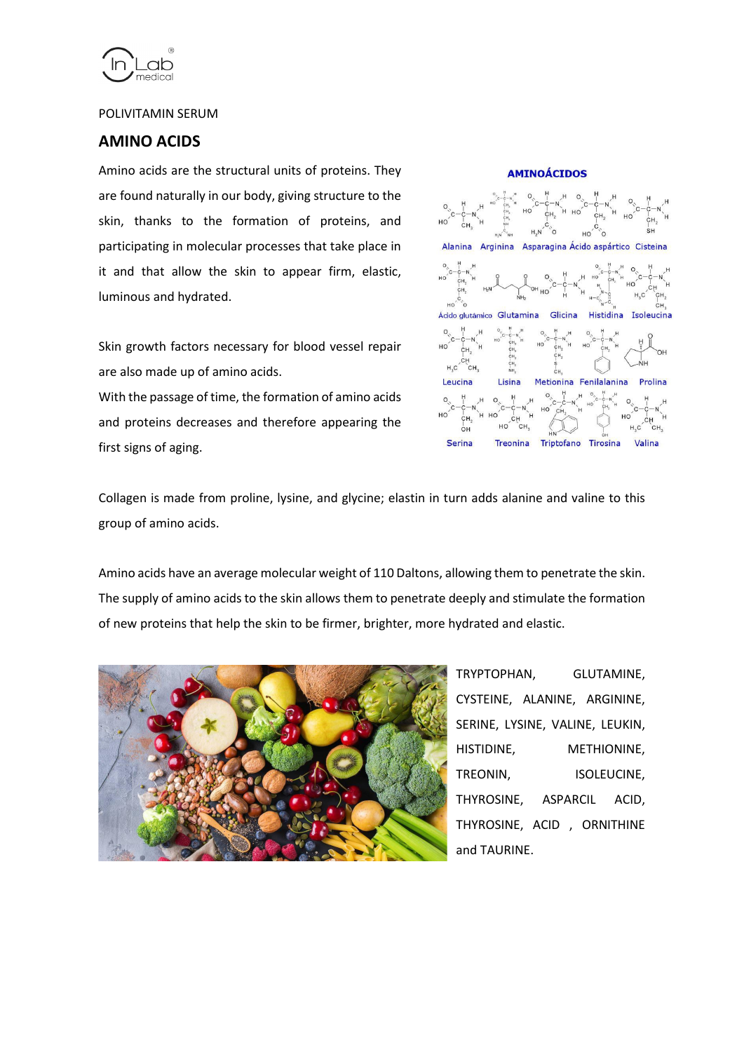POLIVITAMIN SERUM

## AMINO ACIDS

Amino acids are the structural units of proteins. They are found naturally in our body, giving structure to the skin, thanks to the formation of proteins, and participating in molecular processes that take place in it and that allow the skin to appear firm, elastic, luminous and hydrated.

Skin growth factors necessary for blood vessel repair are also made up of amino acids.

With the passage of time, the formation of amino acids and proteins decreases and therefore appearing the first signs of aging.

Collagen is made from proline, lysine, and glycine; elastin in turn adds alanine and valine to this group of amino acids.

Amino acids have an average molecular weight of 110 Daltons, allowing them to penetrate the skin. The supply of amino acids to the skin allows them to penetrate deeply and stimulate the formation of new proteins that help the skin to be firmer, brighter, more hydrated and elastic.

TRYPTOPHAN, GLUTAMINE, CYSTEINE, ALANINE, ARGININE, SERINE, LYSINE, VALINE, LEUKIN, HISTIDINE, METHIONINE, TREONIN, ISOLEUCINE, THYROSINE, ASPARCIL ACID, THYROSINE, ACID , ORNITHINE and TAURINE.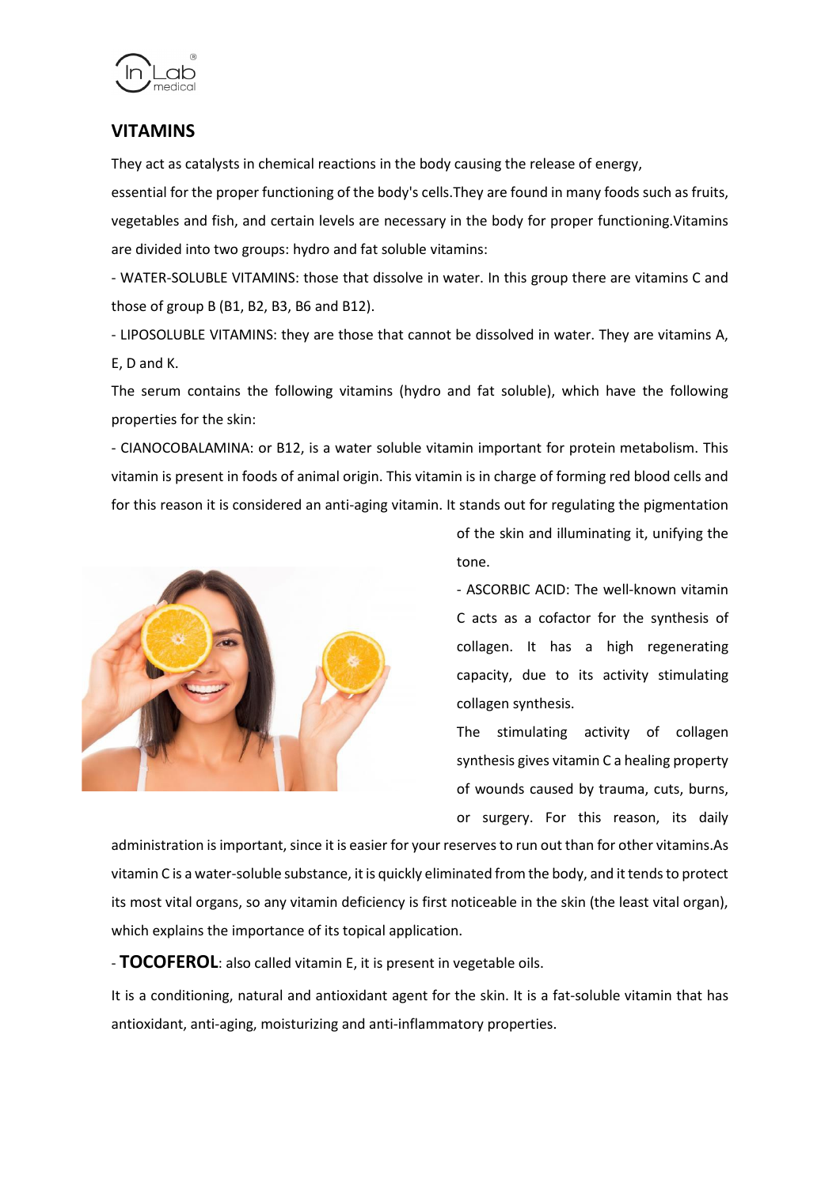## VITAMINS

They act as catalysts in chemical reactions in the body causing the release of energy, essential for the proper functioning of the body's cells.They are found in many foods such as fruits, vegetables and fish, and certain levels are necessary in the body for proper functioning.Vitamins are divided into two groups: hydro and fat soluble vitamins:

- WATER-SOLUBLE VITAMINS: those that dissolve in water. In this group there are vitamins C and those of group B (B1, B2, B3, B6 and B12).
- LIPOSOLUBLE VITAMINS: they are those that cannot be dissolved in water. They are vitamins A, E, D and K.

The serum contains the following vitamins (hydro and fat soluble), which have the following properties for the skin:

- CIANOCOBALAMINA: or B12, is a water soluble vitamin important for protein metabolism. This vitamin is present in foods of animal origin. This vitamin is in charge of forming red blood cells and for this reason it is considered an anti-aging vitamin. It stands out for regulating the pigmentation of the skin and illuminating it, unifying the tone.
- ASCORBIC ACID: The well-known vitamin C acts as a cofactor for the synthesis of collagen. It has a high regenerating capacity, due to its activity stimulating collagen synthesis.

The stimulating activity of collagen synthesis gives vitamin C a healing property of wounds caused by trauma, cuts, burns, or surgery. For this reason, its daily administration is important, since it is easier for your reserves to run out than for other vitamins.As vitamin C is a water-soluble substance, it is quickly eliminated from the body, and it tends to protect its most vital organs, so any vitamin deficiency is first noticeable in the skin (the least vital organ), which explains the importance of its topical application.

- **TOCOFEROL**: also called vitamin E, it is present in vegetable oils.

It is a conditioning, natural and antioxidant agent for the skin. It is a fat-soluble vitamin that has antioxidant, anti-aging, moisturizing and anti-inflammatory properties.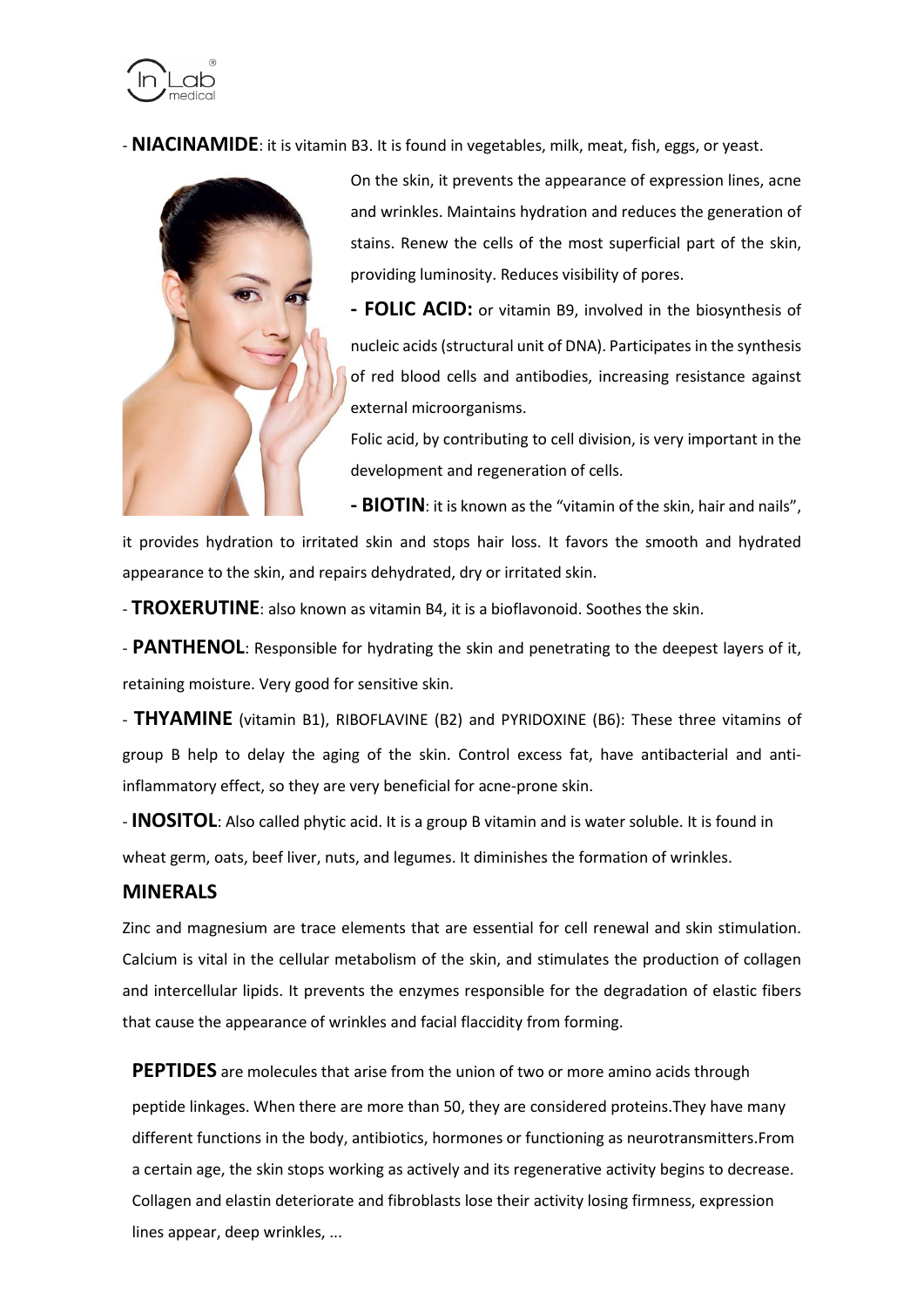- **NIACINAMIDE**: it is vitamin B3. It is found in vegetables, milk, meat, fish, eggs, or yeast.

On the skin, it prevents the appearance of expression lines, acne and wrinkles. Maintains hydration and reduces the generation of stains. Renew the cells of the most superficial part of the skin, providing luminosity. Reduces visibility of pores.

- **FOLIC ACID:** or vitamin B9, involved in the biosynthesis of nucleic acids (structural unit of DNA). Participates in the synthesis of red blood cells and antibodies, increasing resistance against external microorganisms.

Folic acid, by contributing to cell division, is very important in the development and regeneration of cells.

- **BIOTIN**: it is known as the "vitamin of the skin, hair and nails", it provides hydration to irritated skin and stops hair loss. It favors the smooth and hydrated appearance to the skin, and repairs dehydrated, dry or irritated skin.

- **TROXERUTINE**: also known as vitamin B4, it is a bioflavonoid. Soothes the skin.

- **PANTHENOL**: Responsible for hydrating the skin and penetrating to the deepest layers of it, retaining moisture. Very good for sensitive skin.

- **THYAMINE** (vitamin B1), RIBOFLAVINE (B2) and PYRIDOXINE (B6): These three vitamins of group B help to delay the aging of the skin. Control excess fat, have antibacterial and anti-inflammatory effect, so they are very beneficial for acne-prone skin.

- **INOSITOL**: Also called phytic acid. It is a group B vitamin and is water soluble. It is found in wheat germ, oats, beef liver, nuts, and legumes. It diminishes the formation of wrinkles.

## MINERALS

Zinc and magnesium are trace elements that are essential for cell renewal and skin stimulation. Calcium is vital in the cellular metabolism of the skin, and stimulates the production of collagen and intercellular lipids. It prevents the enzymes responsible for the degradation of elastic fibers that cause the appearance of wrinkles and facial flaccidity from forming.

**PEPTIDES** are molecules that arise from the union of two or more amino acids through peptide linkages. When there are more than 50, they are considered proteins.They have many different functions in the body, antibiotics, hormones or functioning as neurotransmitters.From a certain age, the skin stops working as actively and its regenerative activity begins to decrease. Collagen and elastin deteriorate and fibroblasts lose their activity losing firmness, expression lines appear, deep wrinkles, ...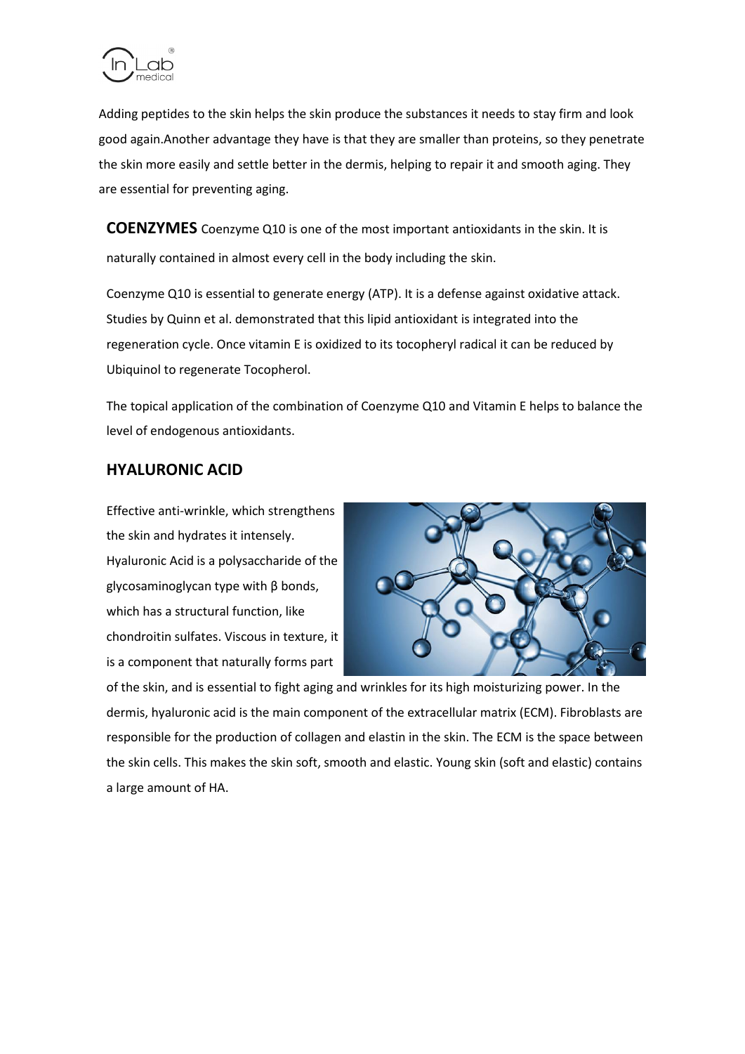Adding peptides to the skin helps the skin produce the substances it needs to stay firm and look good again.Another advantage they have is that they are smaller than proteins, so they penetrate the skin more easily and settle better in the dermis, helping to repair it and smooth aging. They are essential for preventing aging.

**COENZYMES** Coenzyme Q10 is one of the most important antioxidants in the skin. It is naturally contained in almost every cell in the body including the skin.

Coenzyme Q10 is essential to generate energy (ATP). It is a defense against oxidative attack. Studies by Quinn et al. demonstrated that this lipid antioxidant is integrated into the regeneration cycle. Once vitamin E is oxidized to its tocopheryl radical it can be reduced by Ubiquinol to regenerate Tocopherol.

The topical application of the combination of Coenzyme Q10 and Vitamin E helps to balance the level of endogenous antioxidants.

## HYALURONIC ACID

Effective anti-wrinkle, which strengthens the skin and hydrates it intensely. Hyaluronic Acid is a polysaccharide of the glycosaminoglycan type with β bonds, which has a structural function, like chondroitin sulfates. Viscous in texture, it is a component that naturally forms part of the skin, and is essential to fight aging and wrinkles for its high moisturizing power. In the dermis, hyaluronic acid is the main component of the extracellular matrix (ECM). Fibroblasts are responsible for the production of collagen and elastin in the skin. The ECM is the space between the skin cells. This makes the skin soft, smooth and elastic. Young skin (soft and elastic) contains a large amount of HA.